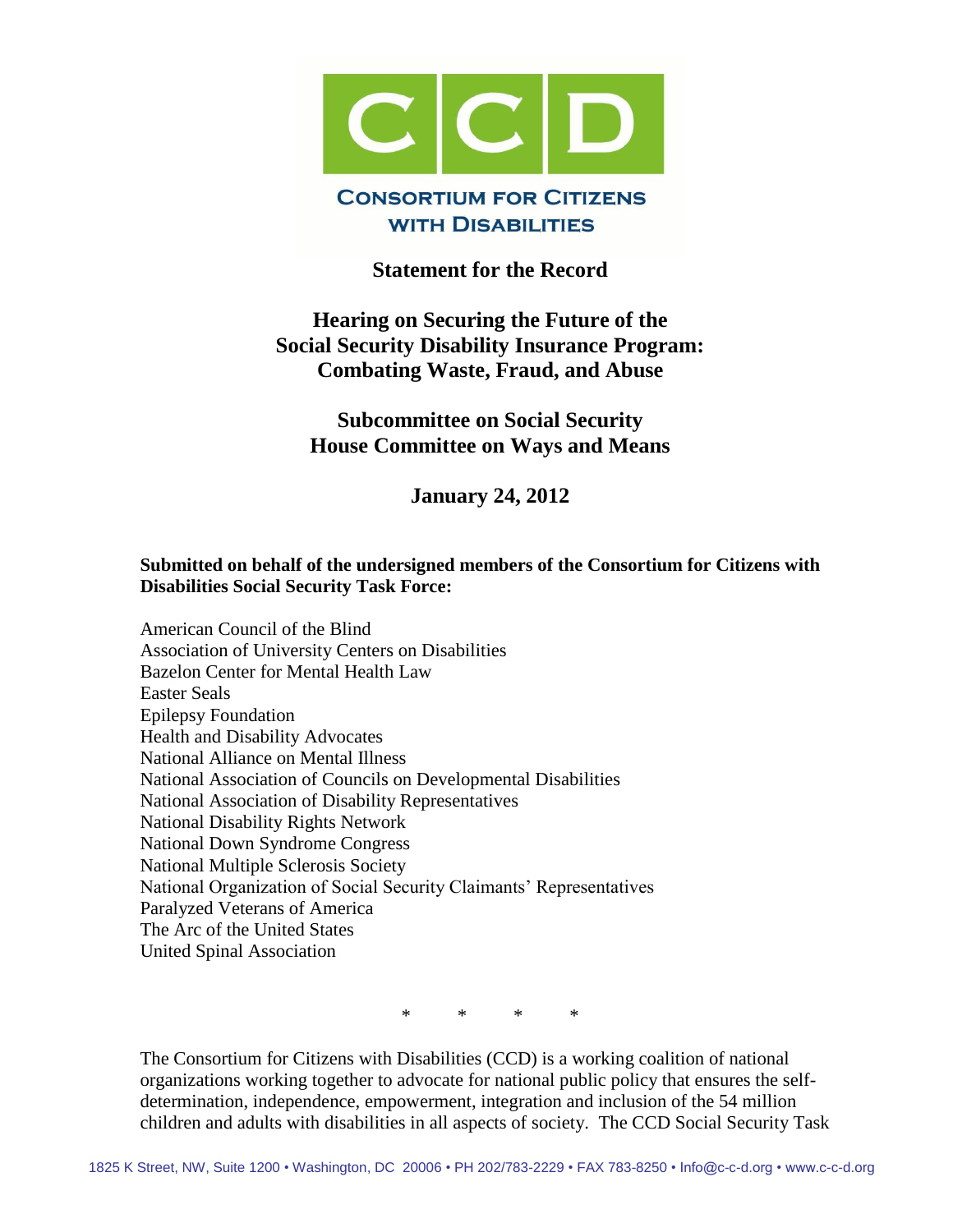**CONSORTIUM FOR CITIZENS WITH DISABILITIES**

# Statement for the Record

## Hearing on Securing the Future of the Social Security Disability Insurance Program: Combating Waste, Fraud, and Abuse

## Subcommittee on Social Security House Committee on Ways and Means

## January 24, 2012

**Submitted on behalf of the undersigned members of the Consortium for Citizens with Disabilities Social Security Task Force:**

American Council of the Blind
Association of University Centers on Disabilities
Bazelon Center for Mental Health Law
Easter Seals
Epilepsy Foundation
Health and Disability Advocates
National Alliance on Mental Illness
National Association of Councils on Developmental Disabilities
National Association of Disability Representatives
National Disability Rights Network
National Down Syndrome Congress
National Multiple Sclerosis Society
National Organization of Social Security Claimants' Representatives
Paralyzed Veterans of America
The Arc of the United States
United Spinal Association

\* \* \* \*

The Consortium for Citizens with Disabilities (CCD) is a working coalition of national organizations working together to advocate for national public policy that ensures the self-determination, independence, empowerment, integration and inclusion of the 54 million children and adults with disabilities in all aspects of society. The CCD Social Security Task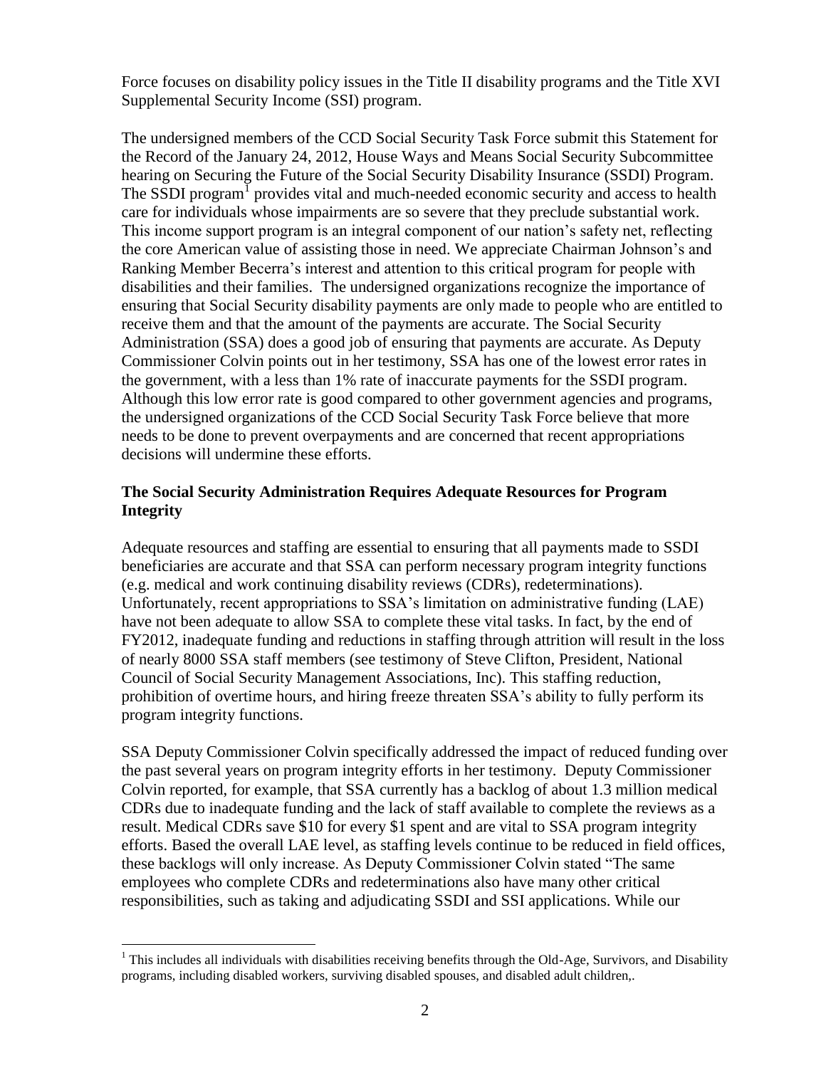Force focuses on disability policy issues in the Title II disability programs and the Title XVI Supplemental Security Income (SSI) program.

The undersigned members of the CCD Social Security Task Force submit this Statement for the Record of the January 24, 2012, House Ways and Means Social Security Subcommittee hearing on Securing the Future of the Social Security Disability Insurance (SSDI) Program. The SSDI program[1] provides vital and much-needed economic security and access to health care for individuals whose impairments are so severe that they preclude substantial work. This income support program is an integral component of our nation's safety net, reflecting the core American value of assisting those in need. We appreciate Chairman Johnson's and Ranking Member Becerra's interest and attention to this critical program for people with disabilities and their families. The undersigned organizations recognize the importance of ensuring that Social Security disability payments are only made to people who are entitled to receive them and that the amount of the payments are accurate. The Social Security Administration (SSA) does a good job of ensuring that payments are accurate. As Deputy Commissioner Colvin points out in her testimony, SSA has one of the lowest error rates in the government, with a less than 1% rate of inaccurate payments for the SSDI program. Although this low error rate is good compared to other government agencies and programs, the undersigned organizations of the CCD Social Security Task Force believe that more needs to be done to prevent overpayments and are concerned that recent appropriations decisions will undermine these efforts.

## The Social Security Administration Requires Adequate Resources for Program Integrity

Adequate resources and staffing are essential to ensuring that all payments made to SSDI beneficiaries are accurate and that SSA can perform necessary program integrity functions (e.g. medical and work continuing disability reviews (CDRs), redeterminations). Unfortunately, recent appropriations to SSA's limitation on administrative funding (LAE) have not been adequate to allow SSA to complete these vital tasks. In fact, by the end of FY2012, inadequate funding and reductions in staffing through attrition will result in the loss of nearly 8000 SSA staff members (see testimony of Steve Clifton, President, National Council of Social Security Management Associations, Inc). This staffing reduction, prohibition of overtime hours, and hiring freeze threaten SSA's ability to fully perform its program integrity functions.

SSA Deputy Commissioner Colvin specifically addressed the impact of reduced funding over the past several years on program integrity efforts in her testimony. Deputy Commissioner Colvin reported, for example, that SSA currently has a backlog of about 1.3 million medical CDRs due to inadequate funding and the lack of staff available to complete the reviews as a result. Medical CDRs save $10 for every $1 spent and are vital to SSA program integrity efforts. Based the overall LAE level, as staffing levels continue to be reduced in field offices, these backlogs will only increase. As Deputy Commissioner Colvin stated "The same employees who complete CDRs and redeterminations also have many other critical responsibilities, such as taking and adjudicating SSDI and SSI applications. While our

[1] This includes all individuals with disabilities receiving benefits through the Old-Age, Survivors, and Disability programs, including disabled workers, surviving disabled spouses, and disabled adult children,.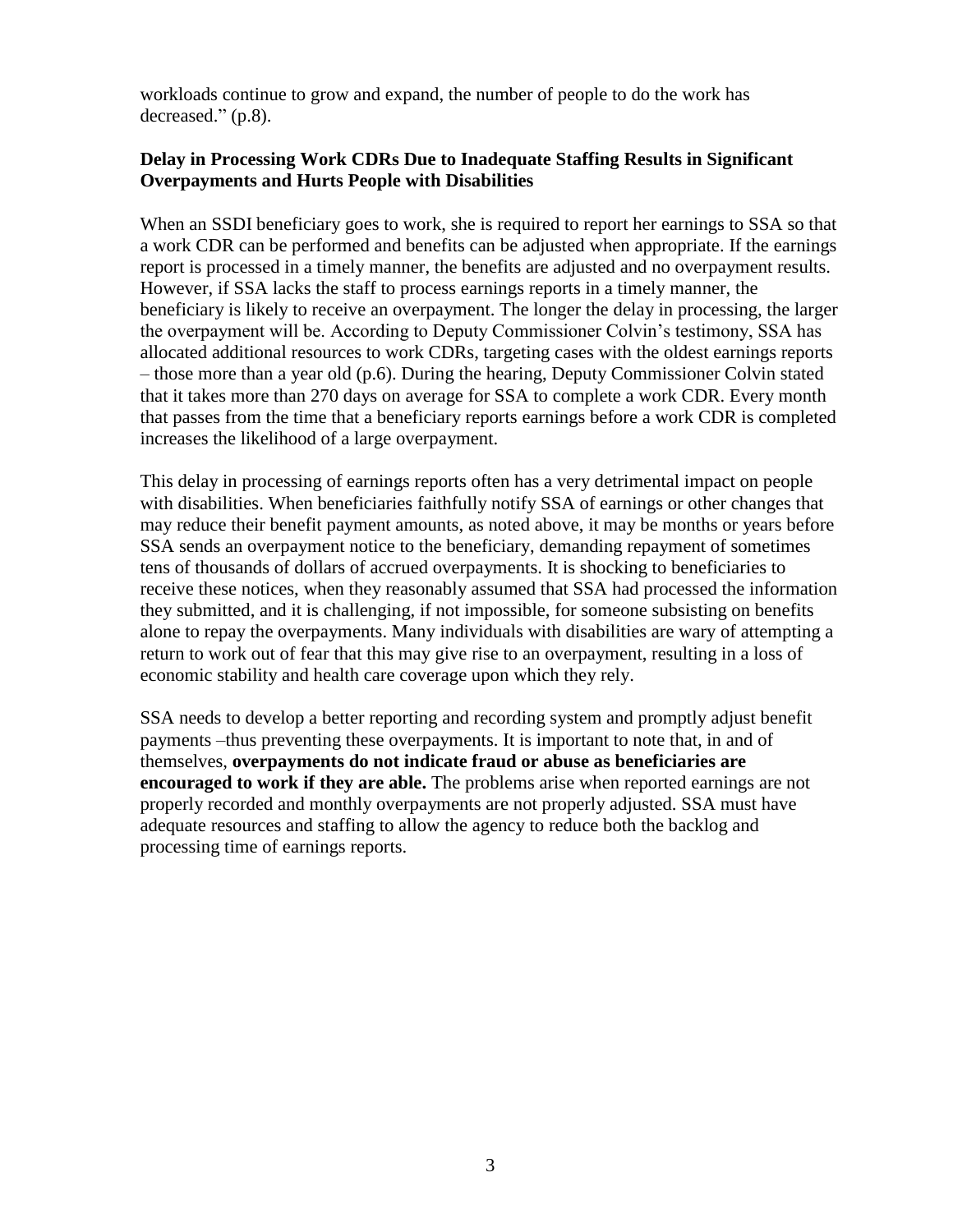workloads continue to grow and expand, the number of people to do the work has decreased." (p.8).

**Delay in Processing Work CDRs Due to Inadequate Staffing Results in Significant Overpayments and Hurts People with Disabilities**

When an SSDI beneficiary goes to work, she is required to report her earnings to SSA so that a work CDR can be performed and benefits can be adjusted when appropriate. If the earnings report is processed in a timely manner, the benefits are adjusted and no overpayment results. However, if SSA lacks the staff to process earnings reports in a timely manner, the beneficiary is likely to receive an overpayment. The longer the delay in processing, the larger the overpayment will be. According to Deputy Commissioner Colvin's testimony, SSA has allocated additional resources to work CDRs, targeting cases with the oldest earnings reports – those more than a year old (p.6). During the hearing, Deputy Commissioner Colvin stated that it takes more than 270 days on average for SSA to complete a work CDR. Every month that passes from the time that a beneficiary reports earnings before a work CDR is completed increases the likelihood of a large overpayment.

This delay in processing of earnings reports often has a very detrimental impact on people with disabilities. When beneficiaries faithfully notify SSA of earnings or other changes that may reduce their benefit payment amounts, as noted above, it may be months or years before SSA sends an overpayment notice to the beneficiary, demanding repayment of sometimes tens of thousands of dollars of accrued overpayments. It is shocking to beneficiaries to receive these notices, when they reasonably assumed that SSA had processed the information they submitted, and it is challenging, if not impossible, for someone subsisting on benefits alone to repay the overpayments. Many individuals with disabilities are wary of attempting a return to work out of fear that this may give rise to an overpayment, resulting in a loss of economic stability and health care coverage upon which they rely.

SSA needs to develop a better reporting and recording system and promptly adjust benefit payments –thus preventing these overpayments. It is important to note that, in and of themselves, **overpayments do not indicate fraud or abuse as beneficiaries are encouraged to work if they are able.** The problems arise when reported earnings are not properly recorded and monthly overpayments are not properly adjusted. SSA must have adequate resources and staffing to allow the agency to reduce both the backlog and processing time of earnings reports.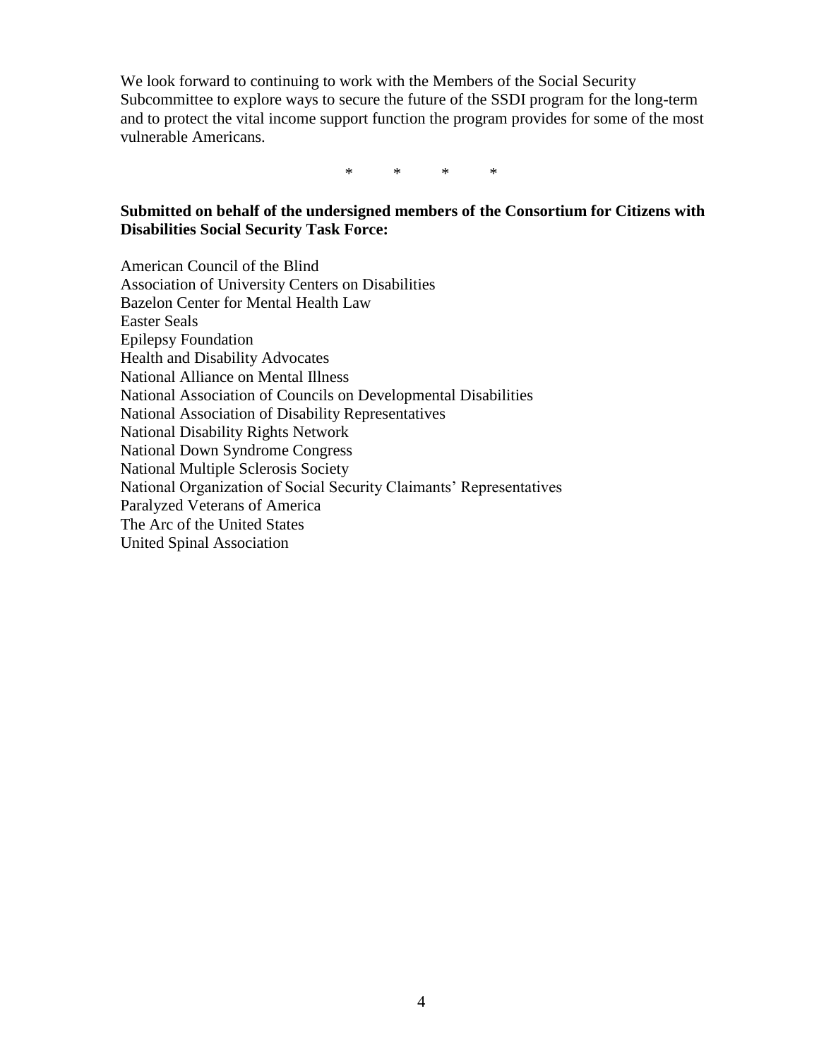We look forward to continuing to work with the Members of the Social Security Subcommittee to explore ways to secure the future of the SSDI program for the long-term and to protect the vital income support function the program provides for some of the most vulnerable Americans.

\*      \*      \*      \*

**Submitted on behalf of the undersigned members of the Consortium for Citizens with Disabilities Social Security Task Force:**

American Council of the Blind
Association of University Centers on Disabilities
Bazelon Center for Mental Health Law
Easter Seals
Epilepsy Foundation
Health and Disability Advocates
National Alliance on Mental Illness
National Association of Councils on Developmental Disabilities
National Association of Disability Representatives
National Disability Rights Network
National Down Syndrome Congress
National Multiple Sclerosis Society
National Organization of Social Security Claimants' Representatives
Paralyzed Veterans of America
The Arc of the United States
United Spinal Association